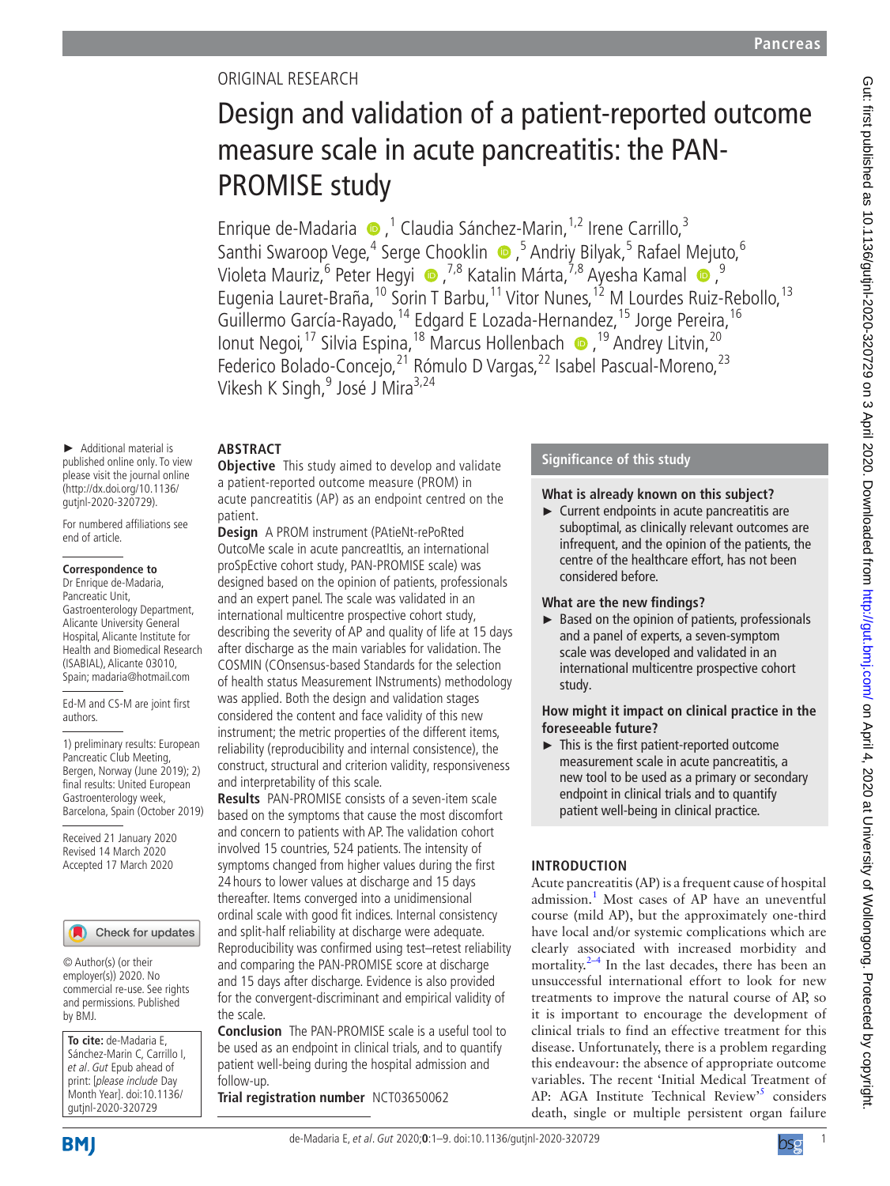ORIGINAL RESEARCH

# Design and validation of a patient-reported outcome measure scale in acute pancreatitis: the PAN-PROMISE study

Enrique de-Madaria,[1] Claudia Sánchez-Marin,[1,2] Irene Carrillo,[3] Santhi Swaroop Vege,[4] Serge Chooklin,[5] Andriy Bilyak,[5] Rafael Mejuto,[6] Violeta Mauriz,[6] Peter Hegyi,[7,8] Katalin Márta,[7,8] Ayesha Kamal,[9] Eugenia Lauret-Braña,[10] Sorin T Barbu,[11] Vitor Nunes,[12] M Lourdes Ruiz-Rebollo,[13] Guillermo García-Rayado,[14] Edgard E Lozada-Hernandez,[15] Jorge Pereira,[16] Ionut Negoi,[17] Silvia Espina,[18] Marcus Hollenbach,[19] Andrey Litvin,[20] Federico Bolado-Concejo,[21] Rómulo D Vargas,[22] Isabel Pascual-Moreno,[23] Vikesh K Singh,[9] José J Mira[3,24]

► Additional material is published online only. To view please visit the journal online (http://dx.doi.org/10.1136/gutjnl-2020-320729).

For numbered affiliations see end of article.

**Correspondence to**
Dr Enrique de-Madaria, Pancreatic Unit, Gastroenterology Department, Alicante University General Hospital, Alicante Institute for Health and Biomedical Research (ISABIAL), Alicante 03010, Spain; madaria@hotmail.com

Ed-M and CS-M are joint first authors.

1) preliminary results: European Pancreatic Club Meeting, Bergen, Norway (June 2019); 2) final results: United European Gastroenterology week, Barcelona, Spain (October 2019)

Received 21 January 2020
Revised 14 March 2020
Accepted 17 March 2020

© Author(s) (or their employer(s)) 2020. No commercial re-use. See rights and permissions. Published by BMJ.

**To cite:** de-Madaria E, Sánchez-Marin C, Carrillo I, *et al*. *Gut* Epub ahead of print: [*please include* Day Month Year]. doi:10.1136/gutjnl-2020-320729

## ABSTRACT

**Objective** This study aimed to develop and validate a patient-reported outcome measure (PROM) in acute pancreatitis (AP) as an endpoint centred on the patient.

**Design** A PROM instrument (PAtieNt-rePoRted OutcoMe scale in acute pancreatItis, an international proSpEctive cohort study, PAN-PROMISE scale) was designed based on the opinion of patients, professionals and an expert panel. The scale was validated in an international multicentre prospective cohort study, describing the severity of AP and quality of life at 15 days after discharge as the main variables for validation. The COSMIN (COnsensus-based Standards for the selection of health status Measurement INstruments) methodology was applied. Both the design and validation stages considered the content and face validity of this new instrument; the metric properties of the different items, reliability (reproducibility and internal consistence), the construct, structural and criterion validity, responsiveness and interpretability of this scale.

**Results** PAN-PROMISE consists of a seven-item scale based on the symptoms that cause the most discomfort and concern to patients with AP. The validation cohort involved 15 countries, 524 patients. The intensity of symptoms changed from higher values during the first 24 hours to lower values at discharge and 15 days thereafter. Items converged into a unidimensional ordinal scale with good fit indices. Internal consistency and split-half reliability at discharge were adequate. Reproducibility was confirmed using test–retest reliability and comparing the PAN-PROMISE score at discharge and 15 days after discharge. Evidence is also provided for the convergent-discriminant and empirical validity of the scale.

**Conclusion** The PAN-PROMISE scale is a useful tool to be used as an endpoint in clinical trials, and to quantify patient well-being during the hospital admission and follow-up.

**Trial registration number** NCT03650062

## Significance of this study

### What is already known on this subject?

- Current endpoints in acute pancreatitis are suboptimal, as clinically relevant outcomes are infrequent, and the opinion of the patients, the centre of the healthcare effort, has not been considered before.

### What are the new findings?

- Based on the opinion of patients, professionals and a panel of experts, a seven-symptom scale was developed and validated in an international multicentre prospective cohort study.

### How might it impact on clinical practice in the foreseeable future?

- This is the first patient-reported outcome measurement scale in acute pancreatitis, a new tool to be used as a primary or secondary endpoint in clinical trials and to quantify patient well-being in clinical practice.

## INTRODUCTION

Acute pancreatitis (AP) is a frequent cause of hospital admission.[1] Most cases of AP have an uneventful course (mild AP), but the approximately one-third have local and/or systemic complications which are clearly associated with increased morbidity and mortality.[2–4] In the last decades, there has been an unsuccessful international effort to look for new treatments to improve the natural course of AP, so it is important to encourage the development of clinical trials to find an effective treatment for this disease. Unfortunately, there is a problem regarding this endeavour: the absence of appropriate outcome variables. The recent 'Initial Medical Treatment of AP: AGA Institute Technical Review'[5] considers death, single or multiple persistent organ failure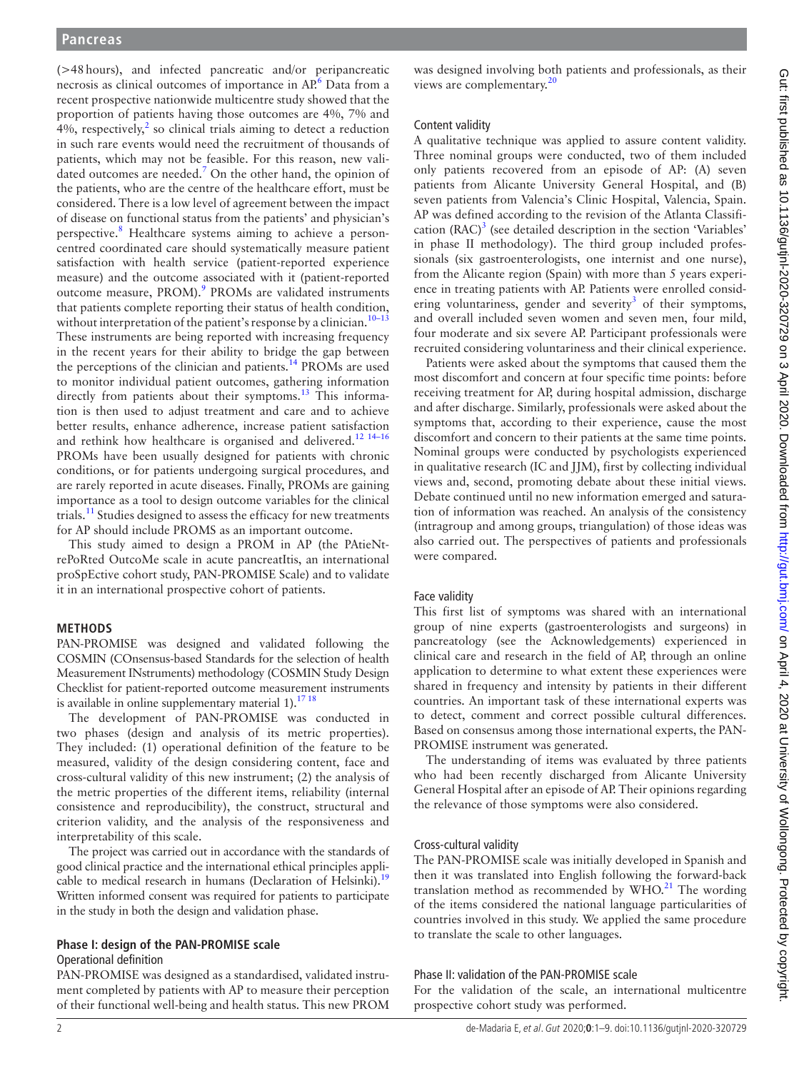(>48 hours), and infected pancreatic and/or peripancreatic necrosis as clinical outcomes of importance in AP.[6] Data from a recent prospective nationwide multicentre study showed that the proportion of patients having those outcomes are 4%, 7% and 4%, respectively,[2] so clinical trials aiming to detect a reduction in such rare events would need the recruitment of thousands of patients, which may not be feasible. For this reason, new validated outcomes are needed.[7] On the other hand, the opinion of the patients, who are the centre of the healthcare effort, must be considered. There is a low level of agreement between the impact of disease on functional status from the patients' and physician's perspective.[8] Healthcare systems aiming to achieve a person-centred coordinated care should systematically measure patient satisfaction with health service (patient-reported experience measure) and the outcome associated with it (patient-reported outcome measure, PROM).[9] PROMs are validated instruments that patients complete reporting their status of health condition, without interpretation of the patient's response by a clinician.[10–13] These instruments are being reported with increasing frequency in the recent years for their ability to bridge the gap between the perceptions of the clinician and patients.[14] PROMs are used to monitor individual patient outcomes, gathering information directly from patients about their symptoms.[13] This information is then used to adjust treatment and care and to achieve better results, enhance adherence, increase patient satisfaction and rethink how healthcare is organised and delivered.[12 14–16] PROMs have been usually designed for patients with chronic conditions, or for patients undergoing surgical procedures, and are rarely reported in acute diseases. Finally, PROMs are gaining importance as a tool to design outcome variables for the clinical trials.[11] Studies designed to assess the efficacy for new treatments for AP should include PROMS as an important outcome.

This study aimed to design a PROM in AP (the PAtieNt-rePoRted OutcoMe scale in acute pancreatItis, an international proSpEctive cohort study, PAN-PROMISE Scale) and to validate it in an international prospective cohort of patients.

## METHODS

PAN-PROMISE was designed and validated following the COSMIN (COnsensus-based Standards for the selection of health Measurement INstruments) methodology (COSMIN Study Design Checklist for patient-reported outcome measurement instruments is available in online supplementary material 1).[17 18]

The development of PAN-PROMISE was conducted in two phases (design and analysis of its metric properties). They included: (1) operational definition of the feature to be measured, validity of the design considering content, face and cross-cultural validity of this new instrument; (2) the analysis of the metric properties of the different items, reliability (internal consistence and reproducibility), the construct, structural and criterion validity, and the analysis of the responsiveness and interpretability of this scale.

The project was carried out in accordance with the standards of good clinical practice and the international ethical principles applicable to medical research in humans (Declaration of Helsinki).[19] Written informed consent was required for patients to participate in the study in both the design and validation phase.

### Phase I: design of the PAN-PROMISE scale

#### Operational definition

PAN-PROMISE was designed as a standardised, validated instrument completed by patients with AP to measure their perception of their functional well-being and health status. This new PROM was designed involving both patients and professionals, as their views are complementary.[20]

#### Content validity

A qualitative technique was applied to assure content validity. Three nominal groups were conducted, two of them included only patients recovered from an episode of AP: (A) seven patients from Alicante University General Hospital, and (B) seven patients from Valencia's Clinic Hospital, Valencia, Spain. AP was defined according to the revision of the Atlanta Classification (RAC)[3] (see detailed description in the section 'Variables' in phase II methodology). The third group included professionals (six gastroenterologists, one internist and one nurse), from the Alicante region (Spain) with more than 5 years experience in treating patients with AP. Patients were enrolled considering voluntariness, gender and severity[3] of their symptoms, and overall included seven women and seven men, four mild, four moderate and six severe AP. Participant professionals were recruited considering voluntariness and their clinical experience.

Patients were asked about the symptoms that caused them the most discomfort and concern at four specific time points: before receiving treatment for AP, during hospital admission, discharge and after discharge. Similarly, professionals were asked about the symptoms that, according to their experience, cause the most discomfort and concern to their patients at the same time points. Nominal groups were conducted by psychologists experienced in qualitative research (IC and JJM), first by collecting individual views and, second, promoting debate about these initial views. Debate continued until no new information emerged and saturation of information was reached. An analysis of the consistency (intragroup and among groups, triangulation) of those ideas was also carried out. The perspectives of patients and professionals were compared.

#### Face validity

This first list of symptoms was shared with an international group of nine experts (gastroenterologists and surgeons) in pancreatology (see the Acknowledgements) experienced in clinical care and research in the field of AP, through an online application to determine to what extent these experiences were shared in frequency and intensity by patients in their different countries. An important task of these international experts was to detect, comment and correct possible cultural differences. Based on consensus among those international experts, the PAN-PROMISE instrument was generated.

The understanding of items was evaluated by three patients who had been recently discharged from Alicante University General Hospital after an episode of AP. Their opinions regarding the relevance of those symptoms were also considered.

#### Cross-cultural validity

The PAN-PROMISE scale was initially developed in Spanish and then it was translated into English following the forward-back translation method as recommended by WHO.[21] The wording of the items considered the national language particularities of countries involved in this study. We applied the same procedure to translate the scale to other languages.

### Phase II: validation of the PAN-PROMISE scale

For the validation of the scale, an international multicentre prospective cohort study was performed.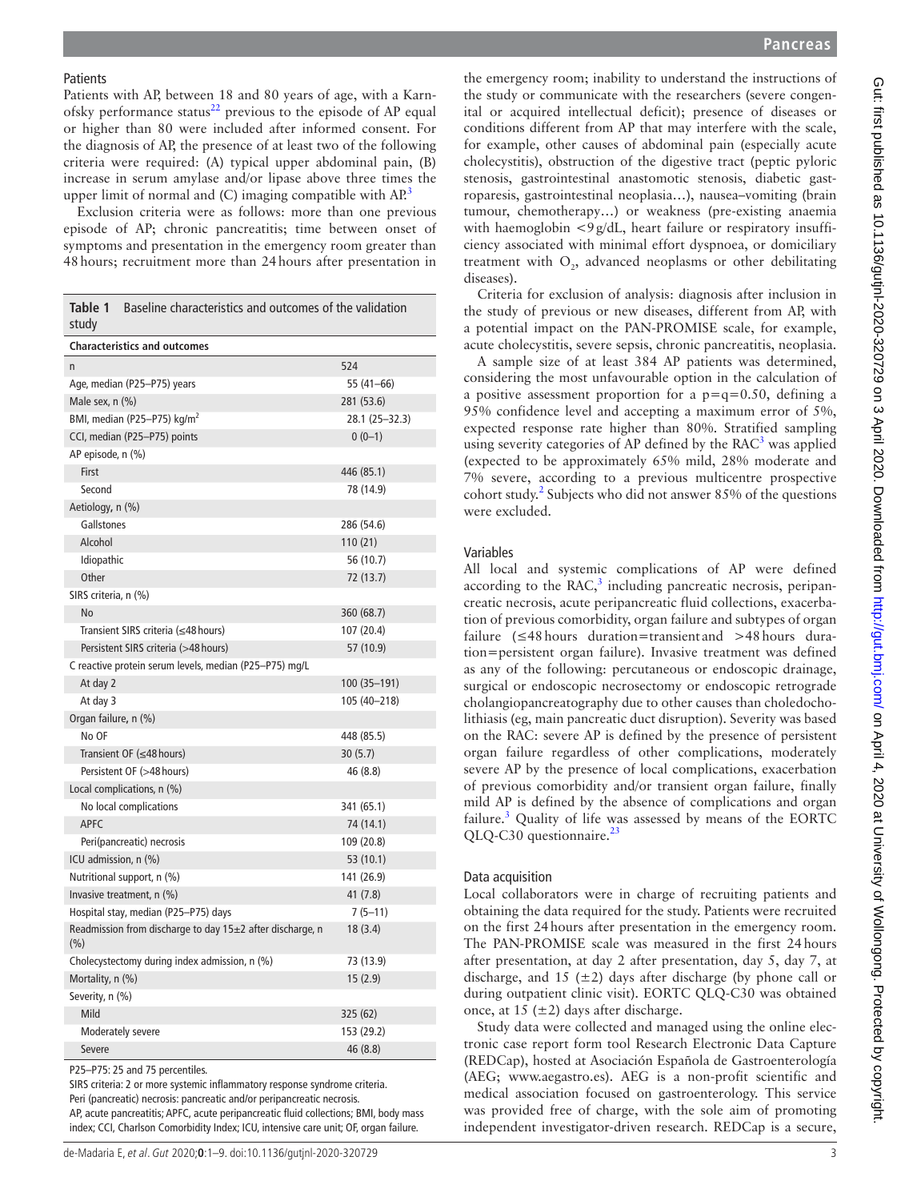### Patients

Patients with AP, between 18 and 80 years of age, with a Karnofsky performance status[22] previous to the episode of AP equal or higher than 80 were included after informed consent. For the diagnosis of AP, the presence of at least two of the following criteria were required: (A) typical upper abdominal pain, (B) increase in serum amylase and/or lipase above three times the upper limit of normal and (C) imaging compatible with AP.[3]

Exclusion criteria were as follows: more than one previous episode of AP; chronic pancreatitis; time between onset of symptoms and presentation in the emergency room greater than 48 hours; recruitment more than 24 hours after presentation in the emergency room; inability to understand the instructions of the study or communicate with the researchers (severe congenital or acquired intellectual deficit); presence of diseases or conditions different from AP that may interfere with the scale, for example, other causes of abdominal pain (especially acute cholecystitis), obstruction of the digestive tract (peptic pyloric stenosis, gastrointestinal anastomotic stenosis, diabetic gastroparesis, gastrointestinal neoplasia…), nausea–vomiting (brain tumour, chemotherapy…) or weakness (pre-existing anaemia with haemoglobin <9 g/dL, heart failure or respiratory insufficiency associated with minimal effort dyspnoea, or domiciliary treatment with $O_2$, advanced neoplasms or other debilitating diseases).

Criteria for exclusion of analysis: diagnosis after inclusion in the study of previous or new diseases, different from AP, with a potential impact on the PAN-PROMISE scale, for example, acute cholecystitis, severe sepsis, chronic pancreatitis, neoplasia.

A sample size of at least 384 AP patients was determined, considering the most unfavourable option in the calculation of a positive assessment proportion for a p=q=0.50, defining a 95% confidence level and accepting a maximum error of 5%, expected response rate higher than 80%. Stratified sampling using severity categories of AP defined by the RAC[3] was applied (expected to be approximately 65% mild, 28% moderate and 7% severe, according to a previous multicentre prospective cohort study.[2] Subjects who did not answer 85% of the questions were excluded.

**Table 1** Baseline characteristics and outcomes of the validation study

| Characteristics and outcomes | |
|---|---|
| n | 524 |
| Age, median (P25–P75) years | 55 (41–66) |
| Male sex, n (%) | 281 (53.6) |
| BMI, median (P25–P75) kg/m$^2$ | 28.1 (25–32.3) |
| CCI, median (P25–P75) points | 0 (0–1) |
| AP episode, n (%) | |
| First | 446 (85.1) |
| Second | 78 (14.9) |
| Aetiology, n (%) | |
| Gallstones | 286 (54.6) |
| Alcohol | 110 (21) |
| Idiopathic | 56 (10.7) |
| Other | 72 (13.7) |
| SIRS criteria, n (%) | |
| No | 360 (68.7) |
| Transient SIRS criteria (≤48 hours) | 107 (20.4) |
| Persistent SIRS criteria (>48 hours) | 57 (10.9) |
| C reactive protein serum levels, median (P25–P75) mg/L | |
| At day 2 | 100 (35–191) |
| At day 3 | 105 (40–218) |
| Organ failure, n (%) | |
| No OF | 448 (85.5) |
| Transient OF (≤48 hours) | 30 (5.7) |
| Persistent OF (>48 hours) | 46 (8.8) |
| Local complications, n (%) | |
| No local complications | 341 (65.1) |
| APFC | 74 (14.1) |
| Peri(pancreatic) necrosis | 109 (20.8) |
| ICU admission, n (%) | 53 (10.1) |
| Nutritional support, n (%) | 141 (26.9) |
| Invasive treatment, n (%) | 41 (7.8) |
| Hospital stay, median (P25–P75) days | 7 (5–11) |
| Readmission from discharge to day 15±2 after discharge, n (%) | 18 (3.4) |
| Cholecystectomy during index admission, n (%) | 73 (13.9) |
| Mortality, n (%) | 15 (2.9) |
| Severity, n (%) | |
| Mild | 325 (62) |
| Moderately severe | 153 (29.2) |
| Severe | 46 (8.8) |

P25–P75: 25 and 75 percentiles.
SIRS criteria: 2 or more systemic inflammatory response syndrome criteria.
Peri (pancreatic) necrosis: pancreatic and/or peripancreatic necrosis.
AP, acute pancreatitis; APFC, acute peripancreatic fluid collections; BMI, body mass index; CCI, Charlson Comorbidity Index; ICU, intensive care unit; OF, organ failure.

### Variables

All local and systemic complications of AP were defined according to the RAC,[3] including pancreatic necrosis, peripancreatic necrosis, acute peripancreatic fluid collections, exacerbation of previous comorbidity, organ failure and subtypes of organ failure (≤48 hours duration=transient and >48 hours duration=persistent organ failure). Invasive treatment was defined as any of the following: percutaneous or endoscopic drainage, surgical or endoscopic necrosectomy or endoscopic retrograde cholangiopancreatography due to other causes than choledocholithiasis (eg, main pancreatic duct disruption). Severity was based on the RAC: severe AP is defined by the presence of persistent organ failure regardless of other complications, moderately severe AP by the presence of local complications, exacerbation of previous comorbidity and/or transient organ failure, finally mild AP is defined by the absence of complications and organ failure.[3] Quality of life was assessed by means of the EORTC QLQ-C30 questionnaire.[23]

### Data acquisition

Local collaborators were in charge of recruiting patients and obtaining the data required for the study. Patients were recruited on the first 24 hours after presentation in the emergency room. The PAN-PROMISE scale was measured in the first 24 hours after presentation, at day 2 after presentation, day 5, day 7, at discharge, and 15 (±2) days after discharge (by phone call or during outpatient clinic visit). EORTC QLQ-C30 was obtained once, at 15 (±2) days after discharge.

Study data were collected and managed using the online electronic case report form tool Research Electronic Data Capture (REDCap), hosted at Asociación Española de Gastroenterología (AEG; www.aegastro.es). AEG is a non-profit scientific and medical association focused on gastroenterology. This service was provided free of charge, with the sole aim of promoting independent investigator-driven research. REDCap is a secure,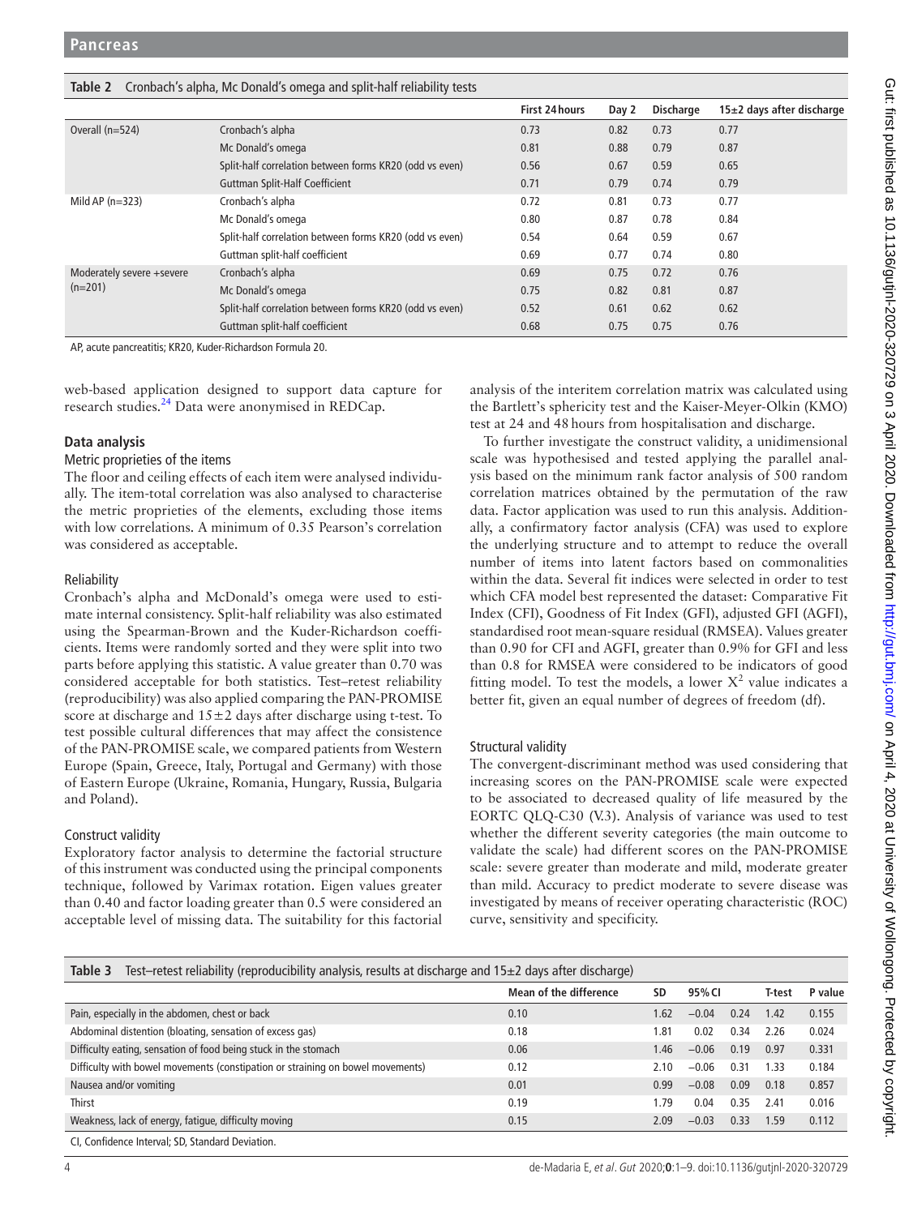**Table 2** Cronbach's alpha, Mc Donald's omega and split-half reliability tests

| | | First 24 hours | Day 2 | Discharge | 15±2 days after discharge |
|---|---|---|---|---|---|
| Overall (n=524) | Cronbach's alpha | 0.73 | 0.82 | 0.73 | 0.77 |
| | Mc Donald's omega | 0.81 | 0.88 | 0.79 | 0.87 |
| | Split-half correlation between forms KR20 (odd vs even) | 0.56 | 0.67 | 0.59 | 0.65 |
| | Guttman Split-Half Coefficient | 0.71 | 0.79 | 0.74 | 0.79 |
| Mild AP (n=323) | Cronbach's alpha | 0.72 | 0.81 | 0.73 | 0.77 |
| | Mc Donald's omega | 0.80 | 0.87 | 0.78 | 0.84 |
| | Split-half correlation between forms KR20 (odd vs even) | 0.54 | 0.64 | 0.59 | 0.67 |
| | Guttman split-half coefficient | 0.69 | 0.77 | 0.74 | 0.80 |
| Moderately severe +severe (n=201) | Cronbach's alpha | 0.69 | 0.75 | 0.72 | 0.76 |
| | Mc Donald's omega | 0.75 | 0.82 | 0.81 | 0.87 |
| | Split-half correlation between forms KR20 (odd vs even) | 0.52 | 0.61 | 0.62 | 0.62 |
| | Guttman split-half coefficient | 0.68 | 0.75 | 0.75 | 0.76 |

AP, acute pancreatitis; KR20, Kuder-Richardson Formula 20.

web-based application designed to support data capture for research studies.[24] Data were anonymised in REDCap.

### Data analysis

#### Metric proprieties of the items

The floor and ceiling effects of each item were analysed individually. The item-total correlation was also analysed to characterise the metric proprieties of the elements, excluding those items with low correlations. A minimum of 0.35 Pearson's correlation was considered as acceptable.

#### Reliability

Cronbach's alpha and McDonald's omega were used to estimate internal consistency. Split-half reliability was also estimated using the Spearman-Brown and the Kuder-Richardson coefficients. Items were randomly sorted and they were split into two parts before applying this statistic. A value greater than 0.70 was considered acceptable for both statistics. Test–retest reliability (reproducibility) was also applied comparing the PAN-PROMISE score at discharge and 15±2 days after discharge using t-test. To test possible cultural differences that may affect the consistence of the PAN-PROMISE scale, we compared patients from Western Europe (Spain, Greece, Italy, Portugal and Germany) with those of Eastern Europe (Ukraine, Romania, Hungary, Russia, Bulgaria and Poland).

#### Construct validity

Exploratory factor analysis to determine the factorial structure of this instrument was conducted using the principal components technique, followed by Varimax rotation. Eigen values greater than 0.40 and factor loading greater than 0.5 were considered an acceptable level of missing data. The suitability for this factorial analysis of the interitem correlation matrix was calculated using the Bartlett's sphericity test and the Kaiser-Meyer-Olkin (KMO) test at 24 and 48 hours from hospitalisation and discharge.

To further investigate the construct validity, a unidimensional scale was hypothesised and tested applying the parallel analysis based on the minimum rank factor analysis of 500 random correlation matrices obtained by the permutation of the raw data. Factor application was used to run this analysis. Additionally, a confirmatory factor analysis (CFA) was used to explore the underlying structure and to attempt to reduce the overall number of items into latent factors based on commonalities within the data. Several fit indices were selected in order to test which CFA model best represented the dataset: Comparative Fit Index (CFI), Goodness of Fit Index (GFI), adjusted GFI (AGFI), standardised root mean-square residual (RMSEA). Values greater than 0.90 for CFI and AGFI, greater than 0.9% for GFI and less than 0.8 for RMSEA were considered to be indicators of good fitting model. To test the models, a lower $X^2$ value indicates a better fit, given an equal number of degrees of freedom (df).

#### Structural validity

The convergent-discriminant method was used considering that increasing scores on the PAN-PROMISE scale were expected to be associated to decreased quality of life measured by the EORTC QLQ-C30 (V.3). Analysis of variance was used to test whether the different severity categories (the main outcome to validate the scale) had different scores on the PAN-PROMISE scale: severe greater than moderate and mild, moderate greater than mild. Accuracy to predict moderate to severe disease was investigated by means of receiver operating characteristic (ROC) curve, sensitivity and specificity.

**Table 3** Test–retest reliability (reproducibility analysis, results at discharge and 15±2 days after discharge)

| | Mean of the difference | SD | 95% CI | | T-test | P value |
|---|---|---|---|---|---|---|
| Pain, especially in the abdomen, chest or back | 0.10 | 1.62 | −0.04 | 0.24 | 1.42 | 0.155 |
| Abdominal distention (bloating, sensation of excess gas) | 0.18 | 1.81 | 0.02 | 0.34 | 2.26 | 0.024 |
| Difficulty eating, sensation of food being stuck in the stomach | 0.06 | 1.46 | −0.06 | 0.19 | 0.97 | 0.331 |
| Difficulty with bowel movements (constipation or straining on bowel movements) | 0.12 | 2.10 | −0.06 | 0.31 | 1.33 | 0.184 |
| Nausea and/or vomiting | 0.01 | 0.99 | −0.08 | 0.09 | 0.18 | 0.857 |
| Thirst | 0.19 | 1.79 | 0.04 | 0.35 | 2.41 | 0.016 |
| Weakness, lack of energy, fatigue, difficulty moving | 0.15 | 2.09 | −0.03 | 0.33 | 1.59 | 0.112 |

CI, Confidence Interval; SD, Standard Deviation.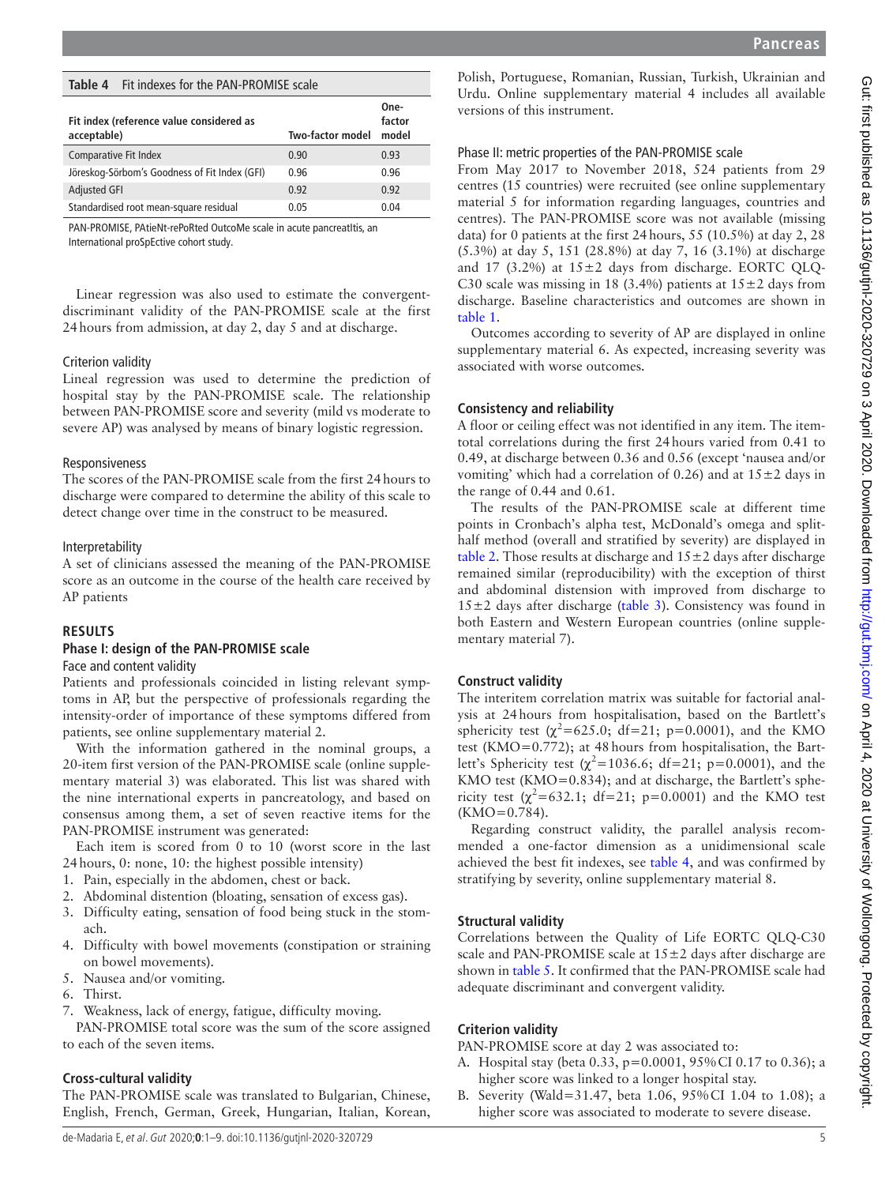**Table 4** Fit indexes for the PAN-PROMISE scale

| Fit index (reference value considered as acceptable) | Two-factor model | One-factor model |
|---|---|---|
| Comparative Fit Index | 0.90 | 0.93 |
| Jöreskog-Sörbom's Goodness of Fit Index (GFI) | 0.96 | 0.96 |
| Adjusted GFI | 0.92 | 0.92 |
| Standardised root mean-square residual | 0.05 | 0.04 |

PAN-PROMISE, PAtieNt-rePoRted OutcoMe scale in acute pancreatItis, an International proSpEctive cohort study.

Linear regression was also used to estimate the convergent-discriminant validity of the PAN-PROMISE scale at the first 24 hours from admission, at day 2, day 5 and at discharge.

### Criterion validity

Lineal regression was used to determine the prediction of hospital stay by the PAN-PROMISE scale. The relationship between PAN-PROMISE score and severity (mild vs moderate to severe AP) was analysed by means of binary logistic regression.

### Responsiveness

The scores of the PAN-PROMISE scale from the first 24 hours to discharge were compared to determine the ability of this scale to detect change over time in the construct to be measured.

### Interpretability

A set of clinicians assessed the meaning of the PAN-PROMISE score as an outcome in the course of the health care received by AP patients

## RESULTS

### Phase I: design of the PAN-PROMISE scale

#### Face and content validity

Patients and professionals coincided in listing relevant symptoms in AP, but the perspective of professionals regarding the intensity-order of importance of these symptoms differed from patients, see online supplementary material 2.

With the information gathered in the nominal groups, a 20-item first version of the PAN-PROMISE scale (online supplementary material 3) was elaborated. This list was shared with the nine international experts in pancreatology, and based on consensus among them, a set of seven reactive items for the PAN-PROMISE instrument was generated:

Each item is scored from 0 to 10 (worst score in the last 24 hours, 0: none, 10: the highest possible intensity)

1. Pain, especially in the abdomen, chest or back.
2. Abdominal distention (bloating, sensation of excess gas).
3. Difficulty eating, sensation of food being stuck in the stomach.
4. Difficulty with bowel movements (constipation or straining on bowel movements).
5. Nausea and/or vomiting.
6. Thirst.
7. Weakness, lack of energy, fatigue, difficulty moving.

PAN-PROMISE total score was the sum of the score assigned to each of the seven items.

### Cross-cultural validity

The PAN-PROMISE scale was translated to Bulgarian, Chinese, English, French, German, Greek, Hungarian, Italian, Korean, Polish, Portuguese, Romanian, Russian, Turkish, Ukrainian and Urdu. Online supplementary material 4 includes all available versions of this instrument.

#### Phase II: metric properties of the PAN-PROMISE scale

From May 2017 to November 2018, 524 patients from 29 centres (15 countries) were recruited (see online supplementary material 5 for information regarding languages, countries and centres). The PAN-PROMISE score was not available (missing data) for 0 patients at the first 24 hours, 55 (10.5%) at day 2, 28 (5.3%) at day 5, 151 (28.8%) at day 7, 16 (3.1%) at discharge and 17 (3.2%) at 15±2 days from discharge. EORTC QLQ-C30 scale was missing in 18 (3.4%) patients at 15±2 days from discharge. Baseline characteristics and outcomes are shown in table 1.

Outcomes according to severity of AP are displayed in online supplementary material 6. As expected, increasing severity was associated with worse outcomes.

### Consistency and reliability

A floor or ceiling effect was not identified in any item. The item-total correlations during the first 24 hours varied from 0.41 to 0.49, at discharge between 0.36 and 0.56 (except 'nausea and/or vomiting' which had a correlation of 0.26) and at 15±2 days in the range of 0.44 and 0.61.

The results of the PAN-PROMISE scale at different time points in Cronbach's alpha test, McDonald's omega and split-half method (overall and stratified by severity) are displayed in table 2. Those results at discharge and 15±2 days after discharge remained similar (reproducibility) with the exception of thirst and abdominal distension with improved from discharge to 15±2 days after discharge (table 3). Consistency was found in both Eastern and Western European countries (online supplementary material 7).

### Construct validity

The interitem correlation matrix was suitable for factorial analysis at 24 hours from hospitalisation, based on the Bartlett's sphericity test ($\chi^2$=625.0; df=21; p=0.0001), and the KMO test (KMO=0.772); at 48 hours from hospitalisation, the Bartlett's Sphericity test ($\chi^2$=1036.6; df=21; p=0.0001), and the KMO test (KMO=0.834); and at discharge, the Bartlett's sphericity test ($\chi^2$=632.1; df=21; p=0.0001) and the KMO test (KMO=0.784).

Regarding construct validity, the parallel analysis recommended a one-factor dimension as a unidimensional scale achieved the best fit indexes, see table 4, and was confirmed by stratifying by severity, online supplementary material 8.

### Structural validity

Correlations between the Quality of Life EORTC QLQ-C30 scale and PAN-PROMISE scale at 15±2 days after discharge are shown in table 5. It confirmed that the PAN-PROMISE scale had adequate discriminant and convergent validity.

### Criterion validity

PAN-PROMISE score at day 2 was associated to:

A. Hospital stay (beta 0.33, p=0.0001, 95% CI 0.17 to 0.36); a higher score was linked to a longer hospital stay.
B. Severity (Wald=31.47, beta 1.06, 95% CI 1.04 to 1.08); a higher score was associated to moderate to severe disease.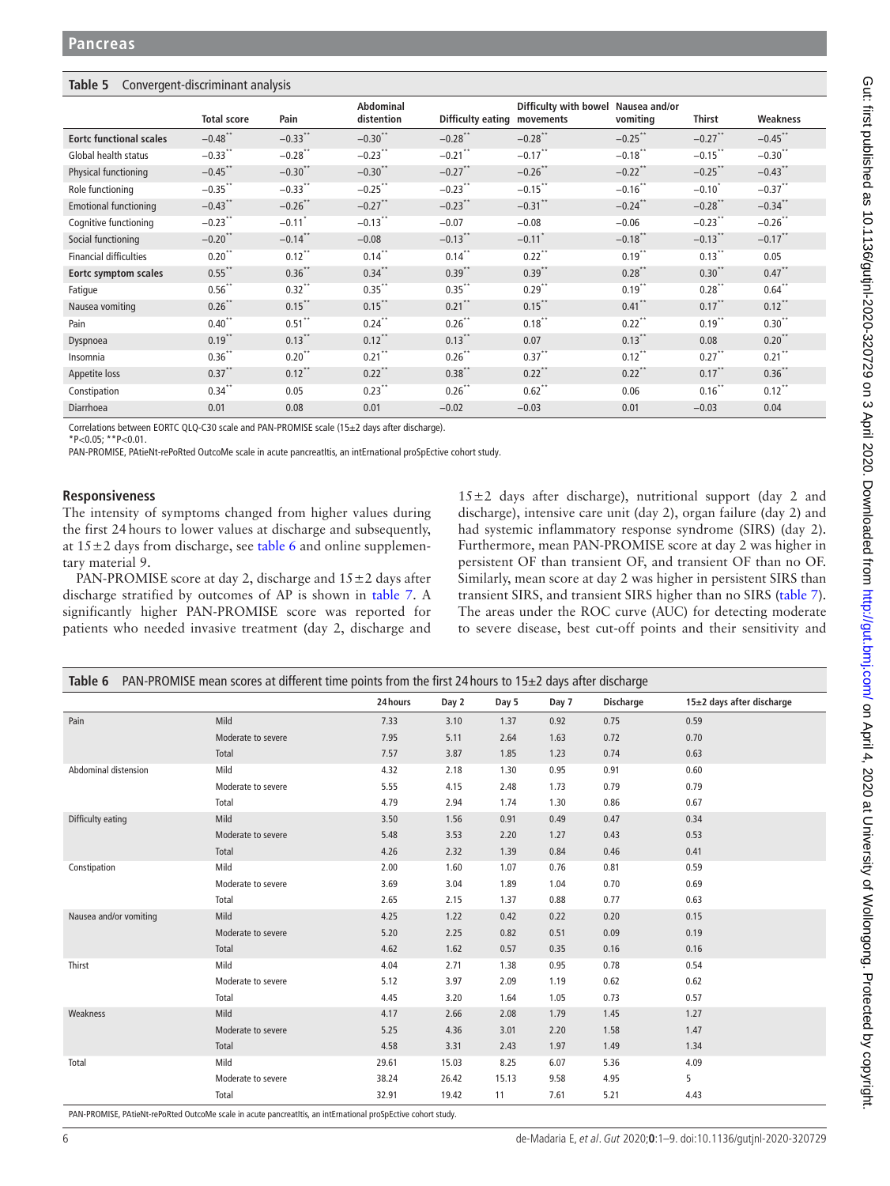**Table 5** Convergent-discriminant analysis

| | Total score | Pain | Abdominal distention | Difficulty eating | Difficulty with bowel movements | Nausea and/or vomiting | Thirst | Weakness |
|---|---|---|---|---|---|---|---|---|
| **Eortc functional scales** | −0.48** | −0.33** | −0.30** | −0.28** | −0.28** | −0.25** | −0.27** | −0.45** |
| Global health status | −0.33** | −0.28** | −0.23** | −0.21** | −0.17** | −0.18** | −0.15** | −0.30** |
| Physical functioning | −0.45** | −0.30** | −0.30** | −0.27** | −0.26** | −0.22** | −0.25** | −0.43** |
| Role functioning | −0.35** | −0.33** | −0.25** | −0.23** | −0.15** | −0.16** | −0.10* | −0.37** |
| Emotional functioning | −0.43** | −0.26** | −0.27** | −0.23** | −0.31** | −0.24** | −0.28** | −0.34** |
| Cognitive functioning | −0.23** | −0.11* | −0.13** | −0.07 | −0.08 | −0.06 | −0.23** | −0.26** |
| Social functioning | −0.20** | −0.14** | −0.08 | −0.13** | −0.11* | −0.18** | −0.13** | −0.17** |
| Financial difficulties | 0.20** | 0.12** | 0.14** | 0.14** | 0.22** | 0.19** | 0.13** | 0.05 |
| **Eortc symptom scales** | 0.55** | 0.36** | 0.34** | 0.39** | 0.39** | 0.28** | 0.30** | 0.47** |
| Fatigue | 0.56** | 0.32** | 0.35** | 0.35** | 0.29** | 0.19** | 0.28** | 0.64** |
| Nausea vomiting | 0.26** | 0.15** | 0.15** | 0.21** | 0.15** | 0.41** | 0.17** | 0.12** |
| Pain | 0.40** | 0.51** | 0.24** | 0.26** | 0.18** | 0.22** | 0.19** | 0.30** |
| Dyspnoea | 0.19** | 0.13** | 0.12** | 0.13** | 0.07 | 0.13** | 0.08 | 0.20** |
| Insomnia | 0.36** | 0.20** | 0.21** | 0.26** | 0.37** | 0.12** | 0.27** | 0.21** |
| Appetite loss | 0.37** | 0.12** | 0.22** | 0.38** | 0.22** | 0.22** | 0.17** | 0.36** |
| Constipation | 0.34** | 0.05 | 0.23** | 0.26** | 0.62** | 0.06 | 0.16** | 0.12** |
| Diarrhoea | 0.01 | 0.08 | 0.01 | −0.02 | −0.03 | 0.01 | −0.03 | 0.04 |

Correlations between EORTC QLQ-C30 scale and PAN-PROMISE scale (15±2 days after discharge).
*P<0.05; **P<0.01.
PAN-PROMISE, PAtieNt-rePoRted OutcoMe scale in acute pancreatItis, an intErnational proSpEctive cohort study.

## Responsiveness

The intensity of symptoms changed from higher values during the first 24 hours to lower values at discharge and subsequently, at 15±2 days from discharge, see table 6 and online supplementary material 9.

PAN-PROMISE score at day 2, discharge and 15±2 days after discharge stratified by outcomes of AP is shown in table 7. A significantly higher PAN-PROMISE score was reported for patients who needed invasive treatment (day 2, discharge and 15±2 days after discharge), nutritional support (day 2 and discharge), intensive care unit (day 2), organ failure (day 2) and had systemic inflammatory response syndrome (SIRS) (day 2). Furthermore, mean PAN-PROMISE score at day 2 was higher in persistent OF than transient OF, and transient OF than no OF. Similarly, mean score at day 2 was higher in persistent SIRS than transient SIRS, and transient SIRS higher than no SIRS (table 7). The areas under the ROC curve (AUC) for detecting moderate to severe disease, best cut-off points and their sensitivity and

**Table 6** PAN-PROMISE mean scores at different time points from the first 24 hours to 15±2 days after discharge

| | | 24 hours | Day 2 | Day 5 | Day 7 | Discharge | 15±2 days after discharge |
|---|---|---|---|---|---|---|---|
| Pain | Mild | 7.33 | 3.10 | 1.37 | 0.92 | 0.75 | 0.59 |
| | Moderate to severe | 7.95 | 5.11 | 2.64 | 1.63 | 0.72 | 0.70 |
| | Total | 7.57 | 3.87 | 1.85 | 1.23 | 0.74 | 0.63 |
| Abdominal distension | Mild | 4.32 | 2.18 | 1.30 | 0.95 | 0.91 | 0.60 |
| | Moderate to severe | 5.55 | 4.15 | 2.48 | 1.73 | 0.79 | 0.79 |
| | Total | 4.79 | 2.94 | 1.74 | 1.30 | 0.86 | 0.67 |
| Difficulty eating | Mild | 3.50 | 1.56 | 0.91 | 0.49 | 0.47 | 0.34 |
| | Moderate to severe | 5.48 | 3.53 | 2.20 | 1.27 | 0.43 | 0.53 |
| | Total | 4.26 | 2.32 | 1.39 | 0.84 | 0.46 | 0.41 |
| Constipation | Mild | 2.00 | 1.60 | 1.07 | 0.76 | 0.81 | 0.59 |
| | Moderate to severe | 3.69 | 3.04 | 1.89 | 1.04 | 0.70 | 0.69 |
| | Total | 2.65 | 2.15 | 1.37 | 0.88 | 0.77 | 0.63 |
| Nausea and/or vomiting | Mild | 4.25 | 1.22 | 0.42 | 0.22 | 0.20 | 0.15 |
| | Moderate to severe | 5.20 | 2.25 | 0.82 | 0.51 | 0.09 | 0.19 |
| | Total | 4.62 | 1.62 | 0.57 | 0.35 | 0.16 | 0.16 |
| Thirst | Mild | 4.04 | 2.71 | 1.38 | 0.95 | 0.78 | 0.54 |
| | Moderate to severe | 5.12 | 3.97 | 2.09 | 1.19 | 0.62 | 0.62 |
| | Total | 4.45 | 3.20 | 1.64 | 1.05 | 0.73 | 0.57 |
| Weakness | Mild | 4.17 | 2.66 | 2.08 | 1.79 | 1.45 | 1.27 |
| | Moderate to severe | 5.25 | 4.36 | 3.01 | 2.20 | 1.58 | 1.47 |
| | Total | 4.58 | 3.31 | 2.43 | 1.97 | 1.49 | 1.34 |
| Total | Mild | 29.61 | 15.03 | 8.25 | 6.07 | 5.36 | 4.09 |
| | Moderate to severe | 38.24 | 26.42 | 15.13 | 9.58 | 4.95 | 5 |
| | Total | 32.91 | 19.42 | 11 | 7.61 | 5.21 | 4.43 |

PAN-PROMISE, PAtieNt-rePoRted OutcoMe scale in acute pancreatItis, an intErnational proSpEctive cohort study.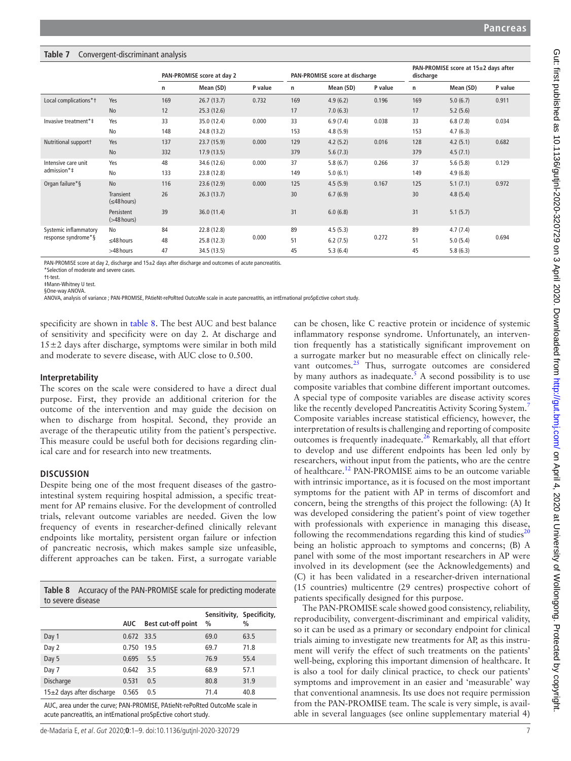**Table 7** Convergent-discriminant analysis

| | | PAN-PROMISE score at day 2 | | | PAN-PROMISE score at discharge | | | PAN-PROMISE score at 15±2 days after discharge | | |
|---|---|---|---|---|---|---|---|---|---|---|
| | | n | Mean (SD) | P value | n | Mean (SD) | P value | n | Mean (SD) | P value |
| Local complications*† | Yes | 169 | 26.7 (13.7) | 0.732 | 169 | 4.9 (6.2) | 0.196 | 169 | 5.0 (6.7) | 0.911 |
| | No | 12 | 25.3 (12.6) | | 17 | 7.0 (6.3) | | 17 | 5.2 (5.6) | |
| Invasive treatment*‡ | Yes | 33 | 35.0 (12.4) | 0.000 | 33 | 6.9 (7.4) | 0.038 | 33 | 6.8 (7.8) | 0.034 |
| | No | 148 | 24.8 (13.2) | | 153 | 4.8 (5.9) | | 153 | 4.7 (6.3) | |
| Nutritional support† | Yes | 137 | 23.7 (15.9) | 0.000 | 129 | 4.2 (5.2) | 0.016 | 128 | 4.2 (5.1) | 0.682 |
| | No | 332 | 17.9 (13.5) | | 379 | 5.6 (7.3) | | 379 | 4.5 (7.1) | |
| Intensive care unit admission*‡ | Yes | 48 | 34.6 (12.6) | 0.000 | 37 | 5.8 (6.7) | 0.266 | 37 | 5.6 (5.8) | 0.129 |
| | No | 133 | 23.8 (12.8) | | 149 | 5.0 (6.1) | | 149 | 4.9 (6.8) | |
| Organ failure*§ | No | 116 | 23.6 (12.9) | 0.000 | 125 | 4.5 (5.9) | 0.167 | 125 | 5.1 (7.1) | 0.972 |
| | Transient (≤48 hours) | 26 | 26.3 (13.7) | | 30 | 6.7 (6.9) | | 30 | 4.8 (5.4) | |
| | Persistent (>48 hours) | 39 | 36.0 (11.4) | | 31 | 6.0 (6.8) | | 31 | 5.1 (5.7) | |
| Systemic inflammatory response syndrome*§ | No | 84 | 22.8 (12.8) | 0.000 | 89 | 4.5 (5.3) | 0.272 | 89 | 4.7 (7.4) | 0.694 |
| | ≤48 hours | 48 | 25.8 (12.3) | | 51 | 6.2 (7.5) | | 51 | 5.0 (5.4) | |
| | >48 hours | 47 | 34.5 (13.5) | | 45 | 5.3 (6.4) | | 45 | 5.8 (6.3) | |

PAN-PROMISE score at day 2, discharge and 15±2 days after discharge and outcomes of acute pancreatitis.
*Selection of moderate and severe cases.
†t-test.
‡Mann-Whitney U test.
§One-way ANOVA.
ANOVA, analysis of variance ; PAN-PROMISE, PAtieNt-rePoRted OutcoMe scale in acute pancreatItis, an intErnational proSpEctive cohort study.

specificity are shown in table 8. The best AUC and best balance of sensitivity and specificity were on day 2. At discharge and 15±2 days after discharge, symptoms were similar in both mild and moderate to severe disease, with AUC close to 0.500.

### Interpretability

The scores on the scale were considered to have a direct dual purpose. First, they provide an additional criterion for the outcome of the intervention and may guide the decision on when to discharge from hospital. Second, they provide an average of the therapeutic utility from the patient's perspective. This measure could be useful both for decisions regarding clinical care and for research into new treatments.

## DISCUSSION

Despite being one of the most frequent diseases of the gastrointestinal system requiring hospital admission, a specific treatment for AP remains elusive. For the development of controlled trials, relevant outcome variables are needed. Given the low frequency of events in researcher-defined clinically relevant endpoints like mortality, persistent organ failure or infection of pancreatic necrosis, which makes sample size unfeasible, different approaches can be taken. First, a surrogate variable can be chosen, like C reactive protein or incidence of systemic inflammatory response syndrome. Unfortunately, an intervention frequently has a statistically significant improvement on a surrogate marker but no measurable effect on clinically relevant outcomes.[25] Thus, surrogate outcomes are considered by many authors as inadequate.[5] A second possibility is to use composite variables that combine different important outcomes. A special type of composite variables are disease activity scores like the recently developed Pancreatitis Activity Scoring System.[7] Composite variables increase statistical efficiency, however, the interpretation of results is challenging and reporting of composite outcomes is frequently inadequate.[26] Remarkably, all that effort to develop and use different endpoints has been led only by researchers, without input from the patients, who are the centre of healthcare.[12] PAN-PROMISE aims to be an outcome variable with intrinsic importance, as it is focused on the most important symptoms for the patient with AP in terms of discomfort and concern, being the strengths of this project the following: (A) It was developed considering the patient's point of view together with professionals with experience in managing this disease, following the recommendations regarding this kind of studies[20] being an holistic approach to symptoms and concerns; (B) A panel with some of the most important researchers in AP were involved in its development (see the Acknowledgements) and (C) it has been validated in a researcher-driven international (15 countries) multicentre (29 centres) prospective cohort of patients specifically designed for this purpose.

The PAN-PROMISE scale showed good consistency, reliability, reproducibility, convergent-discriminant and empirical validity, so it can be used as a primary or secondary endpoint for clinical trials aiming to investigate new treatments for AP, as this instrument will verify the effect of such treatments on the patients' well-being, exploring this important dimension of healthcare. It is also a tool for daily clinical practice, to check our patients' symptoms and improvement in an easier and 'measurable' way that conventional anamnesis. Its use does not require permission from the PAN-PROMISE team. The scale is very simple, is available in several languages (see online supplementary material 4)

**Table 8** Accuracy of the PAN-PROMISE scale for predicting moderate to severe disease

| | AUC | Best cut-off point | Sensitivity, % | Specificity, % |
|---|---|---|---|---|
| Day 1 | 0.672 | 33.5 | 69.0 | 63.5 |
| Day 2 | 0.750 | 19.5 | 69.7 | 71.8 |
| Day 5 | 0.695 | 5.5 | 76.9 | 55.4 |
| Day 7 | 0.642 | 3.5 | 68.9 | 57.1 |
| Discharge | 0.531 | 0.5 | 80.8 | 31.9 |
| 15±2 days after discharge | 0.565 | 0.5 | 71.4 | 40.8 |

AUC, area under the curve; PAN-PROMISE, PAtieNt-rePoRted OutcoMe scale in acute pancreatItis, an intErnational proSpEctive cohort study.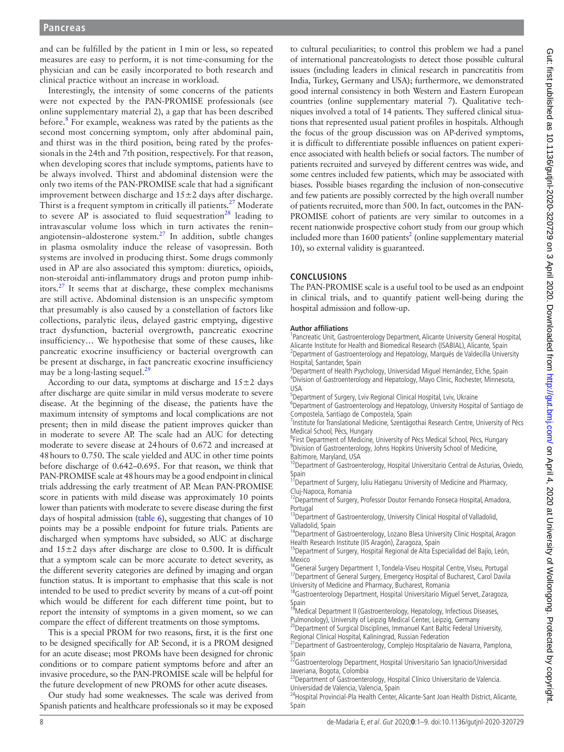and can be fulfilled by the patient in 1 min or less, so repeated measures are easy to perform, it is not time-consuming for the physician and can be easily incorporated to both research and clinical practice without an increase in workload.

Interestingly, the intensity of some concerns of the patients were not expected by the PAN-PROMISE professionals (see online supplementary material 2), a gap that has been described before.[8] For example, weakness was rated by the patients as the second most concerning symptom, only after abdominal pain, and thirst was in the third position, being rated by the professionals in the 24th and 7th position, respectively. For that reason, when developing scores that include symptoms, patients have to be always involved. Thirst and abdominal distension were the only two items of the PAN-PROMISE scale that had a significant improvement between discharge and 15±2 days after discharge. Thirst is a frequent symptom in critically ill patients.[27] Moderate to severe AP is associated to fluid sequestration[28] leading to intravascular volume loss which in turn activates the renin–angiotensin–aldosterone system.[27] In addition, subtle changes in plasma osmolality induce the release of vasopressin. Both systems are involved in producing thirst. Some drugs commonly used in AP are also associated this symptom: diuretics, opioids, non-steroidal anti-inflammatory drugs and proton pump inhibitors.[27] It seems that at discharge, these complex mechanisms are still active. Abdominal distension is an unspecific symptom that presumably is also caused by a constellation of factors like collections, paralytic ileus, delayed gastric emptying, digestive tract dysfunction, bacterial overgrowth, pancreatic exocrine insufficiency… We hypothesise that some of these causes, like pancreatic exocrine insufficiency or bacterial overgrowth can be present at discharge, in fact pancreatic exocrine insufficiency may be a long-lasting sequel.[29]

According to our data, symptoms at discharge and 15±2 days after discharge are quite similar in mild versus moderate to severe disease. At the beginning of the disease, the patients have the maximum intensity of symptoms and local complications are not present; then in mild disease the patient improves quicker than in moderate to severe AP. The scale had an AUC for detecting moderate to severe disease at 24 hours of 0.672 and increased at 48 hours to 0.750. The scale yielded and AUC in other time points before discharge of 0.642–0.695. For that reason, we think that PAN-PROMISE scale at 48 hours may be a good endpoint in clinical trials addressing the early treatment of AP. Mean PAN-PROMISE score in patients with mild disease was approximately 10 points lower than patients with moderate to severe disease during the first days of hospital admission (table 6), suggesting that changes of 10 points may be a possible endpoint for future trials. Patients are discharged when symptoms have subsided, so AUC at discharge and 15±2 days after discharge are close to 0.500. It is difficult that a symptom scale can be more accurate to detect severity, as the different severity categories are defined by imaging and organ function status. It is important to emphasise that this scale is not intended to be used to predict severity by means of a cut-off point which would be different for each different time point, but to report the intensity of symptoms in a given moment, so we can compare the effect of different treatments on those symptoms.

This is a special PROM for two reasons, first, it is the first one to be designed specifically for AP. Second, it is a PROM designed for an acute disease; most PROMs have been designed for chronic conditions or to compare patient symptoms before and after an invasive procedure, so the PAN-PROMISE scale will be helpful for the future development of new PROMS for other acute diseases.

Our study had some weaknesses. The scale was derived from Spanish patients and healthcare professionals so it may be exposed to cultural peculiarities; to control this problem we had a panel of international pancreatologists to detect those possible cultural issues (including leaders in clinical research in pancreatitis from India, Turkey, Germany and USA); furthermore, we demonstrated good internal consistency in both Western and Eastern European countries (online supplementary material 7). Qualitative techniques involved a total of 14 patients. They suffered clinical situations that represented usual patient profiles in hospitals. Although the focus of the group discussion was on AP-derived symptoms, it is difficult to differentiate possible influences on patient experience associated with health beliefs or social factors. The number of patients recruited and surveyed by different centres was wide, and some centres included few patients, which may be associated with biases. Possible biases regarding the inclusion of non-consecutive and few patients are possibly corrected by the high overall number of patients recruited, more than 500. In fact, outcomes in the PAN-PROMISE cohort of patients are very similar to outcomes in a recent nationwide prospective cohort study from our group which included more than 1600 patients[2] (online supplementary material 10), so external validity is guaranteed.

## CONCLUSIONS

The PAN-PROMISE scale is a useful tool to be used as an endpoint in clinical trials, and to quantify patient well-being during the hospital admission and follow-up.

**Author affiliations**

[1]Pancreatic Unit, Gastroenterology Department, Alicante University General Hospital, Alicante Institute for Health and Biomedical Research (ISABIAL), Alicante, Spain
[2]Department of Gastroenterology and Hepatology, Marqués de Valdecilla University Hospital, Santander, Spain
[3]Department of Health Psychology, Universidad Miguel Hernández, Elche, Spain
[4]Division of Gastroenterology and Hepatology, Mayo Clinic, Rochester, Minnesota, USA
[5]Department of Surgery, Lviv Regional Clinical Hospital, Lviv, Ukraine
[6]Department of Gastroenterology and Hepatology, University Hospital of Santiago de Compostela, Santiago de Compostela, Spain
[7]Institute for Translational Medicine, Szentágothai Research Centre, University of Pécs Medical School, Pécs, Hungary
[8]First Department of Medicine, University of Pécs Medical School, Pécs, Hungary
[9]Division of Gastroenterology, Johns Hopkins University School of Medicine, Baltimore, Maryland, USA
[10]Department of Gastroenterology, Hospital Universitario Central de Asturias, Oviedo, Spain
[11]Department of Surgery, Iuliu Hatieganu University of Medicine and Pharmacy, Cluj-Napoca, Romania
[12]Department of Surgery, Professor Doutor Fernando Fonseca Hospital, Amadora, Portugal
[13]Department of Gastroenterology, University Clinical Hospital of Valladolid, Valladolid, Spain
[14]Department of Gastroenterology, Lozano Blesa University Clinic Hospital, Aragon Health Research Institute (IIS Aragón), Zaragoza, Spain
[15]Department of Surgery, Hospital Regional de Alta Especialidad del Bajío, León, Mexico
[16]General Surgery Department 1, Tondela-Viseu Hospital Centre, Viseu, Portugal
[17]Department of General Surgery, Emergency Hospital of Bucharest, Carol Davila University of Medicine and Pharmacy, Bucharest, Romania
[18]Gastroenterology Department, Hospital Universitario Miguel Servet, Zaragoza, Spain
[19]Medical Department II (Gastroenterology, Hepatology, Infectious Diseases, Pulmonology), University of Leipzig Medical Center, Leipzig, Germany
[20]Department of Surgical Disciplines, Immanuel Kant Baltic Federal University, Regional Clinical Hospital, Kaliningrad, Russian Federation
[21]Department of Gastroenterology, Complejo Hospitalario de Navarra, Pamplona, Spain
[22]Gastroenterology Department, Hospital Universitario San Ignacio/Universidad Javeriana, Bogota, Colombia
[23]Department of Gastroenterology, Hospital Clínico Universitario de Valencia. Universidad de Valencia, Valencia, Spain
[24]Hospital Provincial-Pla Health Center, Alicante-Sant Joan Health District, Alicante, Spain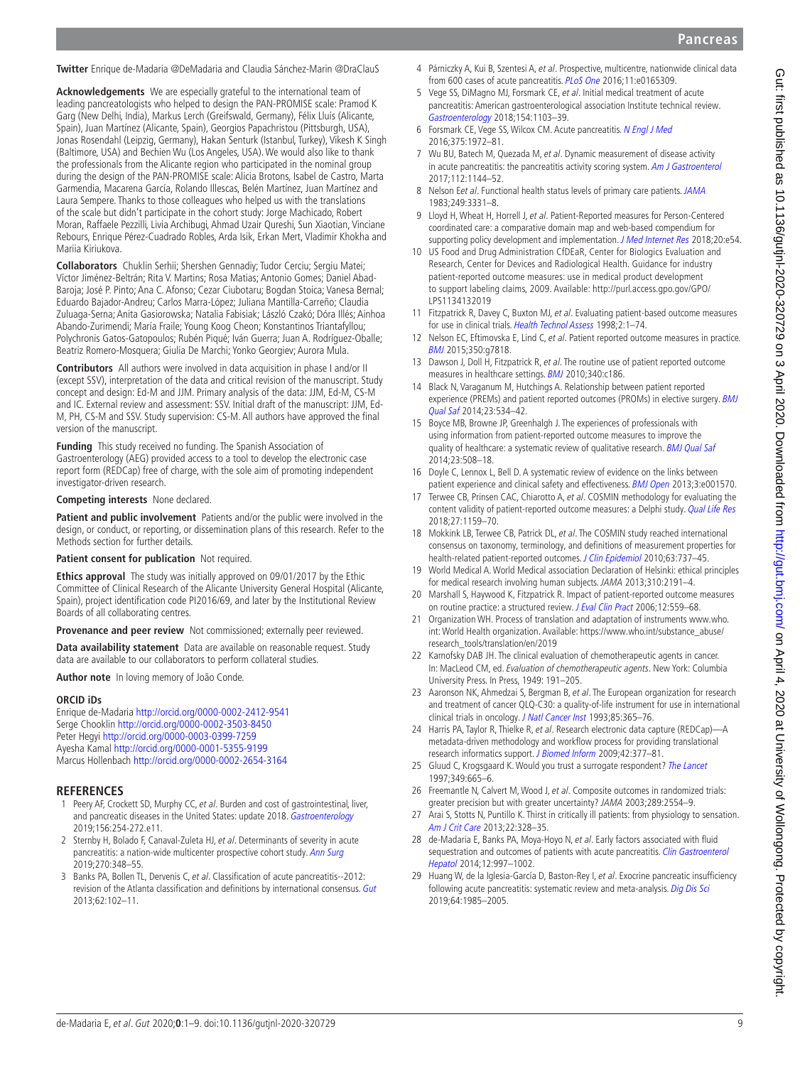**Twitter** Enrique de-Madaria @DeMadaria and Claudia Sánchez-Marin @DraClauS

**Acknowledgements** We are especially grateful to the international team of leading pancreatologists who helped to design the PAN-PROMISE scale: Pramod K Garg (New Delhi, India), Markus Lerch (Greifswald, Germany), Félix Lluís (Alicante, Spain), Juan Martínez (Alicante, Spain), Georgios Papachristou (Pittsburgh, USA), Jonas Rosendahl (Leipzig, Germany), Hakan Senturk (Istanbul, Turkey), Vikesh K Singh (Baltimore, USA) and Bechien Wu (Los Angeles, USA). We would also like to thank the professionals from the Alicante region who participated in the nominal group during the design of the PAN-PROMISE scale: Alicia Brotons, Isabel de Castro, Marta Garmendia, Macarena García, Rolando Illescas, Belén Martínez, Juan Martínez and Laura Sempere. Thanks to those colleagues who helped us with the translations of the scale but didn't participate in the cohort study: Jorge Machicado, Robert Moran, Raffaele Pezzilli, Livia Archibugi, Ahmad Uzair Qureshi, Sun Xiaotian, Vinciane Rebours, Enrique Pérez-Cuadrado Robles, Arda Isik, Erkan Mert, Vladimir Khokha and Mariia Kiriukova.

**Collaborators** Chuklin Serhii; Shershen Gennadiy; Tudor Cerciu; Sergiu Matei; Víctor Jiménez-Beltrán; Rita V. Martins; Rosa Matias; Antonio Gomes; Daniel Abad-Baroja; José P. Pinto; Ana C. Afonso; Cezar Ciubotaru; Bogdan Stoica; Vanesa Bernal; Eduardo Bajador-Andreu; Carlos Marra-López; Juliana Mantilla-Carreño; Claudia Zuluaga-Serna; Anita Gasiorowska; Natalia Fabisiak; László Czakó; Dóra Illés; Ainhoa Abando-Zurimendi; María Fraile; Young Koog Cheon; Konstantinos Triantafyllou; Polychronis Gatos-Gatopoulos; Rubén Piqué; Iván Guerra; Juan A. Rodríguez-Oballe; Beatriz Romero-Mosquera; Giulia De Marchi; Yonko Georgiev; Aurora Mula.

**Contributors** All authors were involved in data acquisition in phase I and/or II (except SSV), interpretation of the data and critical revision of the manuscript. Study concept and design: Ed-M and JJM. Primary analysis of the data: JJM, Ed-M, CS-M and IC. External review and assessment: SSV. Initial draft of the manuscript: JJM, Ed-M, PH, CS-M and SSV. Study supervision: CS-M. All authors have approved the final version of the manuscript.

**Funding** This study received no funding. The Spanish Association of Gastroenterology (AEG) provided access to a tool to develop the electronic case report form (REDCap) free of charge, with the sole aim of promoting independent investigator-driven research.

**Competing interests** None declared.

**Patient and public involvement** Patients and/or the public were involved in the design, or conduct, or reporting, or dissemination plans of this research. Refer to the Methods section for further details.

**Patient consent for publication** Not required.

**Ethics approval** The study was initially approved on 09/01/2017 by the Ethic Committee of Clinical Research of the Alicante University General Hospital (Alicante, Spain), project identification code PI2016/69, and later by the Institutional Review Boards of all collaborating centres.

**Provenance and peer review** Not commissioned; externally peer reviewed.

**Data availability statement** Data are available on reasonable request. Study data are available to our collaborators to perform collateral studies.

**Author note** In loving memory of João Conde.

**ORCID iDs**

Enrique de-Madaria http://orcid.org/0000-0002-2412-9541
Serge Chooklin http://orcid.org/0000-0002-3503-8450
Peter Hegyi http://orcid.org/0000-0003-0399-7259
Ayesha Kamal http://orcid.org/0000-0001-5355-9199
Marcus Hollenbach http://orcid.org/0000-0002-2654-3164

## REFERENCES

1. Peery AF, Crockett SD, Murphy CC, *et al*. Burden and cost of gastrointestinal, liver, and pancreatic diseases in the United States: update 2018. *Gastroenterology* 2019;156:254-272.e11.
2. Sternby H, Bolado F, Canaval-Zuleta HJ, *et al*. Determinants of severity in acute pancreatitis: a nation-wide multicenter prospective cohort study. *Ann Surg* 2019;270:348–55.
3. Banks PA, Bollen TL, Dervenis C, *et al*. Classification of acute pancreatitis--2012: revision of the Atlanta classification and definitions by international consensus. *Gut* 2013;62:102–11.
4. Párniczky A, Kui B, Szentesi A, *et al*. Prospective, multicentre, nationwide clinical data from 600 cases of acute pancreatitis. *PLoS One* 2016;11:e0165309.
5. Vege SS, DiMagno MJ, Forsmark CE, *et al*. Initial medical treatment of acute pancreatitis: American gastroenterological association Institute technical review. *Gastroenterology* 2018;154:1103–39.
6. Forsmark CE, Vege SS, Wilcox CM. Acute pancreatitis. *N Engl J Med* 2016;375:1972–81.
7. Wu BU, Batech M, Quezada M, *et al*. Dynamic measurement of disease activity in acute pancreatitis: the pancreatitis activity scoring system. *Am J Gastroenterol* 2017;112:1144–52.
8. Nelson Eet *al*. Functional health status levels of primary care patients. *JAMA* 1983;249:3331–8.
9. Lloyd H, Wheat H, Horrell J, *et al*. Patient-Reported measures for Person-Centered coordinated care: a comparative domain map and web-based compendium for supporting policy development and implementation. *J Med Internet Res* 2018;20:e54.
10. US Food and Drug Administration CfDEaR, Center for Biologics Evaluation and Research, Center for Devices and Radiological Health. Guidance for industry patient-reported outcome measures: use in medical product development to support labeling claims, 2009. Available: http://purl.access.gpo.gov/GPO/LPS1134132019
11. Fitzpatrick R, Davey C, Buxton MJ, *et al*. Evaluating patient-based outcome measures for use in clinical trials. *Health Technol Assess* 1998;2:1–74.
12. Nelson EC, Eftimovska E, Lind C, *et al*. Patient reported outcome measures in practice. *BMJ* 2015;350:g7818.
13. Dawson J, Doll H, Fitzpatrick R, *et al*. The routine use of patient reported outcome measures in healthcare settings. *BMJ* 2010;340:c186.
14. Black N, Varaganum M, Hutchings A. Relationship between patient reported experience (PREMs) and patient reported outcomes (PROMs) in elective surgery. *BMJ Qual Saf* 2014;23:534–42.
15. Boyce MB, Browne JP, Greenhalgh J. The experiences of professionals with using information from patient-reported outcome measures to improve the quality of healthcare: a systematic review of qualitative research. *BMJ Qual Saf* 2014;23:508–18.
16. Doyle C, Lennox L, Bell D. A systematic review of evidence on the links between patient experience and clinical safety and effectiveness. *BMJ Open* 2013;3:e001570.
17. Terwee CB, Prinsen CAC, Chiarotto A, *et al*. COSMIN methodology for evaluating the content validity of patient-reported outcome measures: a Delphi study. *Qual Life Res* 2018;27:1159–70.
18. Mokkink LB, Terwee CB, Patrick DL, *et al*. The COSMIN study reached international consensus on taxonomy, terminology, and definitions of measurement properties for health-related patient-reported outcomes. *J Clin Epidemiol* 2010;63:737–45.
19. World Medical A. World Medical association Declaration of Helsinki: ethical principles for medical research involving human subjects. *JAMA* 2013;310:2191–4.
20. Marshall S, Haywood K, Fitzpatrick R. Impact of patient-reported outcome measures on routine practice: a structured review. *J Eval Clin Pract* 2006;12:559–68.
21. Organization WH. Process of translation and adaptation of instruments www.who.int: World Health organization. Available: https://www.who.int/substance_abuse/research_tools/translation/en/2019
22. Karnofsky DAB JH. The clinical evaluation of chemotherapeutic agents in cancer. In: MacLeod CM, ed. *Evaluation of chemotherapeutic agents*. New York: Columbia University Press. In Press, 1949: 191–205.
23. Aaronson NK, Ahmedzai S, Bergman B, *et al*. The European organization for research and treatment of cancer QLQ-C30: a quality-of-life instrument for use in international clinical trials in oncology. *J Natl Cancer Inst* 1993;85:365–76.
24. Harris PA, Taylor R, Thielke R, *et al*. Research electronic data capture (REDCap)—A metadata-driven methodology and workflow process for providing translational research informatics support. *J Biomed Inform* 2009;42:377–81.
25. Gluud C, Krogsgaard K. Would you trust a surrogate respondent? *The Lancet* 1997;349:665–6.
26. Freemantle N, Calvert M, Wood J, *et al*. Composite outcomes in randomized trials: greater precision but with greater uncertainty? *JAMA* 2003;289:2554–9.
27. Arai S, Stotts N, Puntillo K. Thirst in critically ill patients: from physiology to sensation. *Am J Crit Care* 2013;22:328–35.
28. de-Madaria E, Banks PA, Moya-Hoyo N, *et al*. Early factors associated with fluid sequestration and outcomes of patients with acute pancreatitis. *Clin Gastroenterol Hepatol* 2014;12:997–1002.
29. Huang W, de la Iglesia-García D, Baston-Rey I, *et al*. Exocrine pancreatic insufficiency following acute pancreatitis: systematic review and meta-analysis. *Dig Dis Sci* 2019;64:1985–2005.